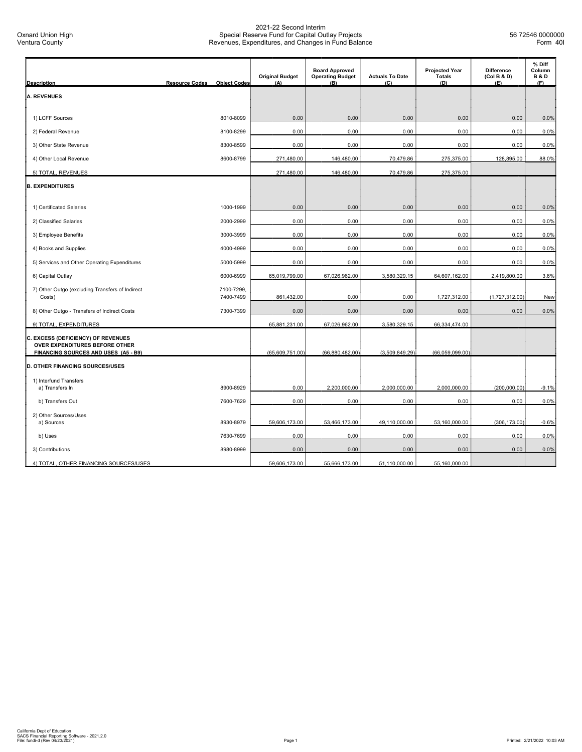Oxnard Union High
Ventura County

# 2021-22 Second Interim
## Special Reserve Fund for Capital Outlay Projects
## Revenues, Expenditures, and Changes in Fund Balance

56 72546 0000000
Form 40I

| Description | Resource Codes | Object Codes | Original Budget (A) | Board Approved Operating Budget (B) | Actuals To Date (C) | Projected Year Totals (D) | Difference (Col B & D) (E) | % Diff Column B & D (F) |
|---|---|---|---|---|---|---|---|---|
| **A. REVENUES** | | | | | | | | |
| 1) LCFF Sources | | 8010-8099 | 0.00 | 0.00 | 0.00 | 0.00 | 0.00 | 0.0% |
| 2) Federal Revenue | | 8100-8299 | 0.00 | 0.00 | 0.00 | 0.00 | 0.00 | 0.0% |
| 3) Other State Revenue | | 8300-8599 | 0.00 | 0.00 | 0.00 | 0.00 | 0.00 | 0.0% |
| 4) Other Local Revenue | | 8600-8799 | 271,480.00 | 146,480.00 | 70,479.86 | 275,375.00 | 128,895.00 | 88.0% |
| 5) TOTAL, REVENUES | | | 271,480.00 | 146,480.00 | 70,479.86 | 275,375.00 | | |
| **B. EXPENDITURES** | | | | | | | | |
| 1) Certificated Salaries | | 1000-1999 | 0.00 | 0.00 | 0.00 | 0.00 | 0.00 | 0.0% |
| 2) Classified Salaries | | 2000-2999 | 0.00 | 0.00 | 0.00 | 0.00 | 0.00 | 0.0% |
| 3) Employee Benefits | | 3000-3999 | 0.00 | 0.00 | 0.00 | 0.00 | 0.00 | 0.0% |
| 4) Books and Supplies | | 4000-4999 | 0.00 | 0.00 | 0.00 | 0.00 | 0.00 | 0.0% |
| 5) Services and Other Operating Expenditures | | 5000-5999 | 0.00 | 0.00 | 0.00 | 0.00 | 0.00 | 0.0% |
| 6) Capital Outlay | | 6000-6999 | 65,019,799.00 | 67,026,962.00 | 3,580,329.15 | 64,607,162.00 | 2,419,800.00 | 3.6% |
| 7) Other Outgo (excluding Transfers of Indirect Costs) | | 7100-7299, 7400-7499 | 861,432.00 | 0.00 | 0.00 | 1,727,312.00 | (1,727,312.00) | New |
| 8) Other Outgo - Transfers of Indirect Costs | | 7300-7399 | 0.00 | 0.00 | 0.00 | 0.00 | 0.00 | 0.0% |
| 9) TOTAL, EXPENDITURES | | | 65,881,231.00 | 67,026,962.00 | 3,580,329.15 | 66,334,474.00 | | |
| **C. EXCESS (DEFICIENCY) OF REVENUES OVER EXPENDITURES BEFORE OTHER FINANCING SOURCES AND USES (A5 - B9)** | | | (65,609,751.00) | (66,880,482.00) | (3,509,849.29) | (66,059,099.00) | | |
| **D. OTHER FINANCING SOURCES/USES** | | | | | | | | |
| 1) Interfund Transfers<br>a) Transfers In | | 8900-8929 | 0.00 | 2,200,000.00 | 2,000,000.00 | 2,000,000.00 | (200,000.00) | -9.1% |
| b) Transfers Out | | 7600-7629 | 0.00 | 0.00 | 0.00 | 0.00 | 0.00 | 0.0% |
| 2) Other Sources/Uses<br>a) Sources | | 8930-8979 | 59,606,173.00 | 53,466,173.00 | 49,110,000.00 | 53,160,000.00 | (306,173.00) | -0.6% |
| b) Uses | | 7630-7699 | 0.00 | 0.00 | 0.00 | 0.00 | 0.00 | 0.0% |
| 3) Contributions | | 8980-8999 | 0.00 | 0.00 | 0.00 | 0.00 | 0.00 | 0.0% |
| 4) TOTAL, OTHER FINANCING SOURCES/USES | | | 59,606,173.00 | 55,666,173.00 | 51,110,000.00 | 55,160,000.00 | | |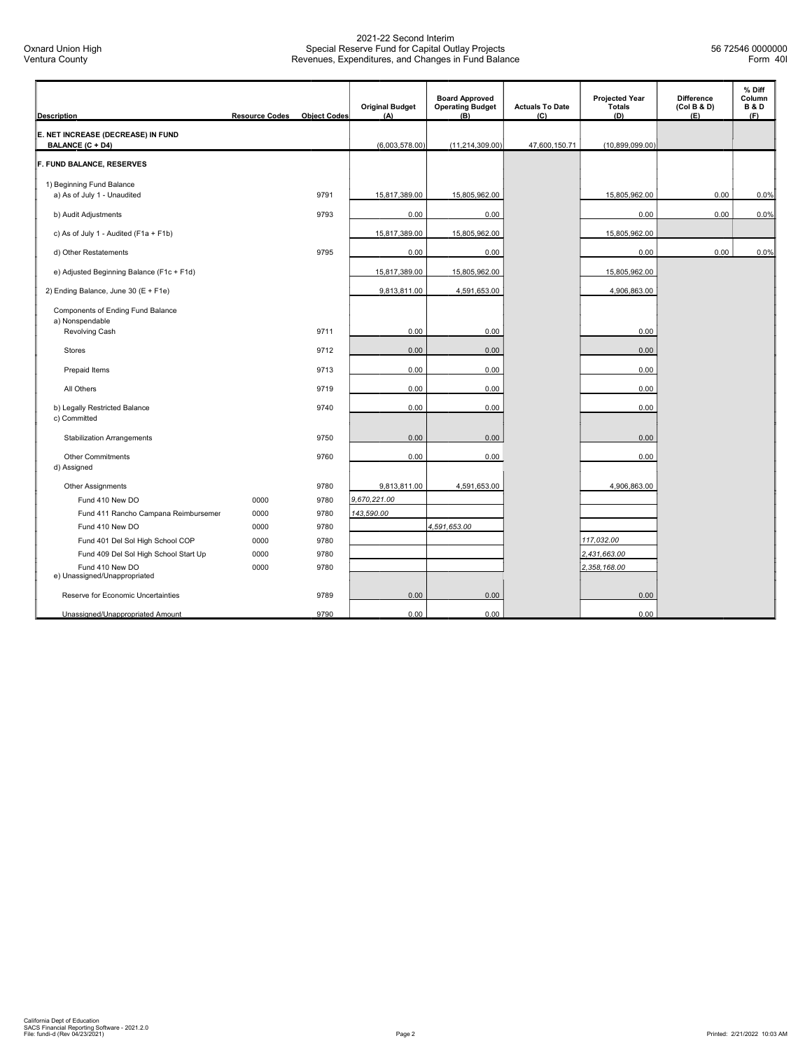# 2021-22 Second Interim
## Special Reserve Fund for Capital Outlay Projects
## Revenues, Expenditures, and Changes in Fund Balance

Oxnard Union High
Ventura County

56 72546 0000000
Form 40I

| Description | Resource Codes | Object Codes | Original Budget (A) | Board Approved Operating Budget (B) | Actuals To Date (C) | Projected Year Totals (D) | Difference (Col B & D) (E) | % Diff Column B & D (F) |
|---|---|---|---|---|---|---|---|---|
| **E. NET INCREASE (DECREASE) IN FUND BALANCE (C + D4)** | | | (6,003,578.00) | (11,214,309.00) | 47,600,150.71 | (10,899,099.00) | | |
| **F. FUND BALANCE, RESERVES** | | | | | | | | |
| 1) Beginning Fund Balance | | | | | | | | |
| a) As of July 1 - Unaudited | | 9791 | 15,817,389.00 | 15,805,962.00 | | 15,805,962.00 | 0.00 | 0.0% |
| b) Audit Adjustments | | 9793 | 0.00 | 0.00 | | 0.00 | 0.00 | 0.0% |
| c) As of July 1 - Audited (F1a + F1b) | | | 15,817,389.00 | 15,805,962.00 | | 15,805,962.00 | | |
| d) Other Restatements | | 9795 | 0.00 | 0.00 | | 0.00 | 0.00 | 0.0% |
| e) Adjusted Beginning Balance (F1c + F1d) | | | 15,817,389.00 | 15,805,962.00 | | 15,805,962.00 | | |
| 2) Ending Balance, June 30 (E + F1e) | | | 9,813,811.00 | 4,591,653.00 | | 4,906,863.00 | | |
| Components of Ending Fund Balance | | | | | | | | |
| a) Nonspendable | | | | | | | | |
| Revolving Cash | | 9711 | 0.00 | 0.00 | | 0.00 | | |
| Stores | | 9712 | 0.00 | 0.00 | | 0.00 | | |
| Prepaid Items | | 9713 | 0.00 | 0.00 | | 0.00 | | |
| All Others | | 9719 | 0.00 | 0.00 | | 0.00 | | |
| b) Legally Restricted Balance | | 9740 | 0.00 | 0.00 | | 0.00 | | |
| c) Committed | | | | | | | | |
| Stabilization Arrangements | | 9750 | 0.00 | 0.00 | | 0.00 | | |
| Other Commitments | | 9760 | 0.00 | 0.00 | | 0.00 | | |
| d) Assigned | | | | | | | | |
| Other Assignments | | 9780 | 9,813,811.00 | 4,591,653.00 | | 4,906,863.00 | | |
| Fund 410 New DO | 0000 | 9780 | *9,670,221.00* | | | | | |
| Fund 411 Rancho Campana Reimbursemer | 0000 | 9780 | *143,590.00* | | | | | |
| Fund 410 New DO | 0000 | 9780 | | *4,591,653.00* | | | | |
| Fund 401 Del Sol High School COP | 0000 | 9780 | | | | *117,032.00* | | |
| Fund 409 Del Sol High School Start Up | 0000 | 9780 | | | | *2,431,663.00* | | |
| Fund 410 New DO | 0000 | 9780 | | | | *2,358,168.00* | | |
| e) Unassigned/Unappropriated | | | | | | | | |
| Reserve for Economic Uncertainties | | 9789 | 0.00 | 0.00 | | 0.00 | | |
| Unassigned/Unappropriated Amount | | 9790 | 0.00 | 0.00 | | 0.00 | | |

California Dept of Education
SACS Financial Reporting Software - 2021.2.0
File: fundi-d (Rev 04/23/2021)

Printed: 2/21/2022 10:03 AM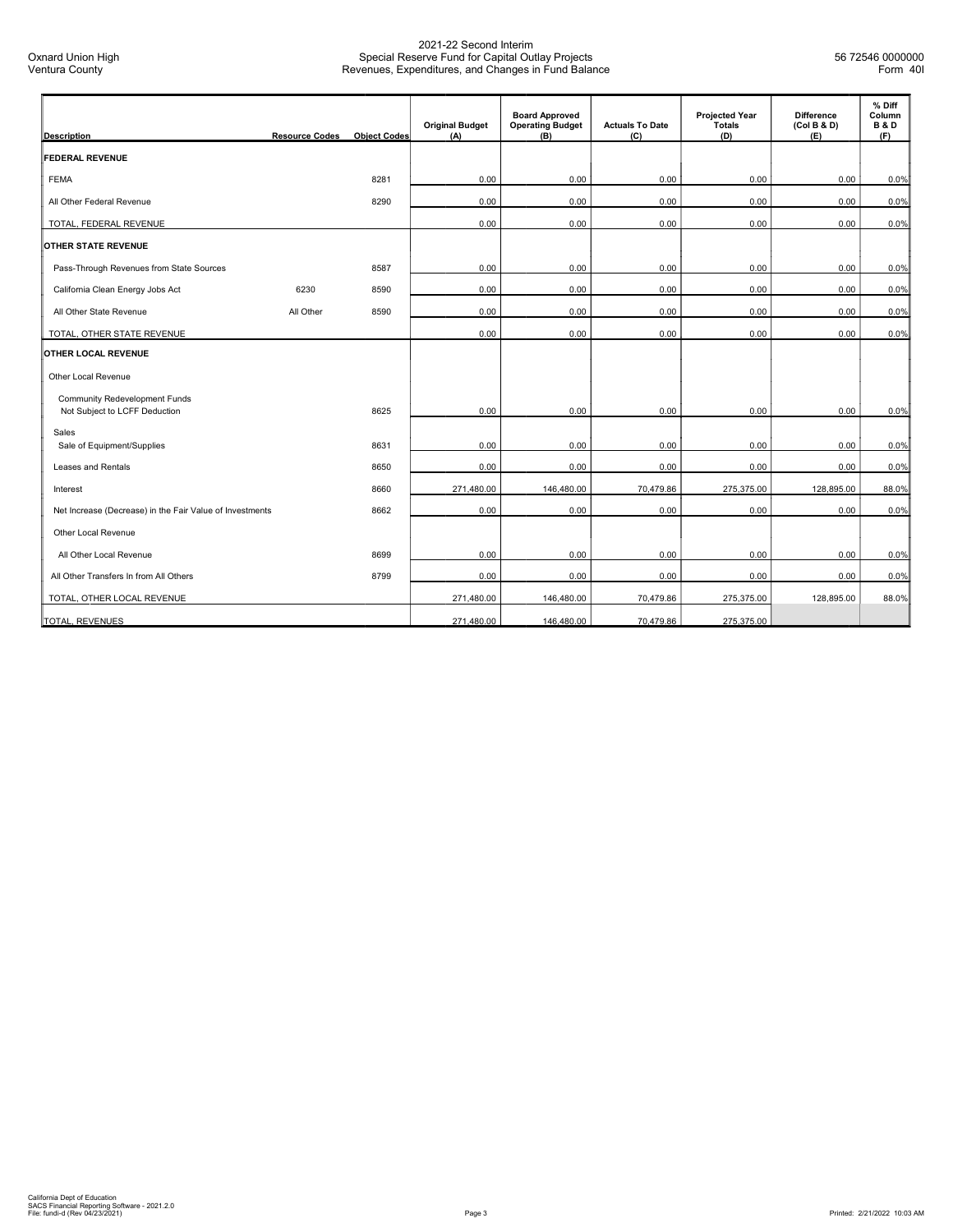Oxnard Union High
Ventura County

2021-22 Second Interim
Special Reserve Fund for Capital Outlay Projects
Revenues, Expenditures, and Changes in Fund Balance

56 72546 0000000
Form 40I

| Description | Resource Codes | Object Codes | Original Budget (A) | Board Approved Operating Budget (B) | Actuals To Date (C) | Projected Year Totals (D) | Difference (Col B & D) (E) | % Diff Column B & D (F) |
|---|---|---|---|---|---|---|---|---|
| **FEDERAL REVENUE** | | | | | | | | |
| FEMA | | 8281 | 0.00 | 0.00 | 0.00 | 0.00 | 0.00 | 0.0% |
| All Other Federal Revenue | | 8290 | 0.00 | 0.00 | 0.00 | 0.00 | 0.00 | 0.0% |
| TOTAL, FEDERAL REVENUE | | | 0.00 | 0.00 | 0.00 | 0.00 | 0.00 | 0.0% |
| **OTHER STATE REVENUE** | | | | | | | | |
| Pass-Through Revenues from State Sources | | 8587 | 0.00 | 0.00 | 0.00 | 0.00 | 0.00 | 0.0% |
| California Clean Energy Jobs Act | 6230 | 8590 | 0.00 | 0.00 | 0.00 | 0.00 | 0.00 | 0.0% |
| All Other State Revenue | All Other | 8590 | 0.00 | 0.00 | 0.00 | 0.00 | 0.00 | 0.0% |
| TOTAL, OTHER STATE REVENUE | | | 0.00 | 0.00 | 0.00 | 0.00 | 0.00 | 0.0% |
| **OTHER LOCAL REVENUE** | | | | | | | | |
| Other Local Revenue | | | | | | | | |
| Community Redevelopment Funds Not Subject to LCFF Deduction | | 8625 | 0.00 | 0.00 | 0.00 | 0.00 | 0.00 | 0.0% |
| Sales<br>Sale of Equipment/Supplies | | 8631 | 0.00 | 0.00 | 0.00 | 0.00 | 0.00 | 0.0% |
| Leases and Rentals | | 8650 | 0.00 | 0.00 | 0.00 | 0.00 | 0.00 | 0.0% |
| Interest | | 8660 | 271,480.00 | 146,480.00 | 70,479.86 | 275,375.00 | 128,895.00 | 88.0% |
| Net Increase (Decrease) in the Fair Value of Investments | | 8662 | 0.00 | 0.00 | 0.00 | 0.00 | 0.00 | 0.0% |
| Other Local Revenue | | | | | | | | |
| All Other Local Revenue | | 8699 | 0.00 | 0.00 | 0.00 | 0.00 | 0.00 | 0.0% |
| All Other Transfers In from All Others | | 8799 | 0.00 | 0.00 | 0.00 | 0.00 | 0.00 | 0.0% |
| TOTAL, OTHER LOCAL REVENUE | | | 271,480.00 | 146,480.00 | 70,479.86 | 275,375.00 | 128,895.00 | 88.0% |
| TOTAL, REVENUES | | | 271,480.00 | 146,480.00 | 70,479.86 | 275,375.00 | | |

California Dept of Education
SACS Financial Reporting Software - 2021.2.0
File: fundi-d (Rev 04/23/2021)

Printed: 2/21/2022 10:03 AM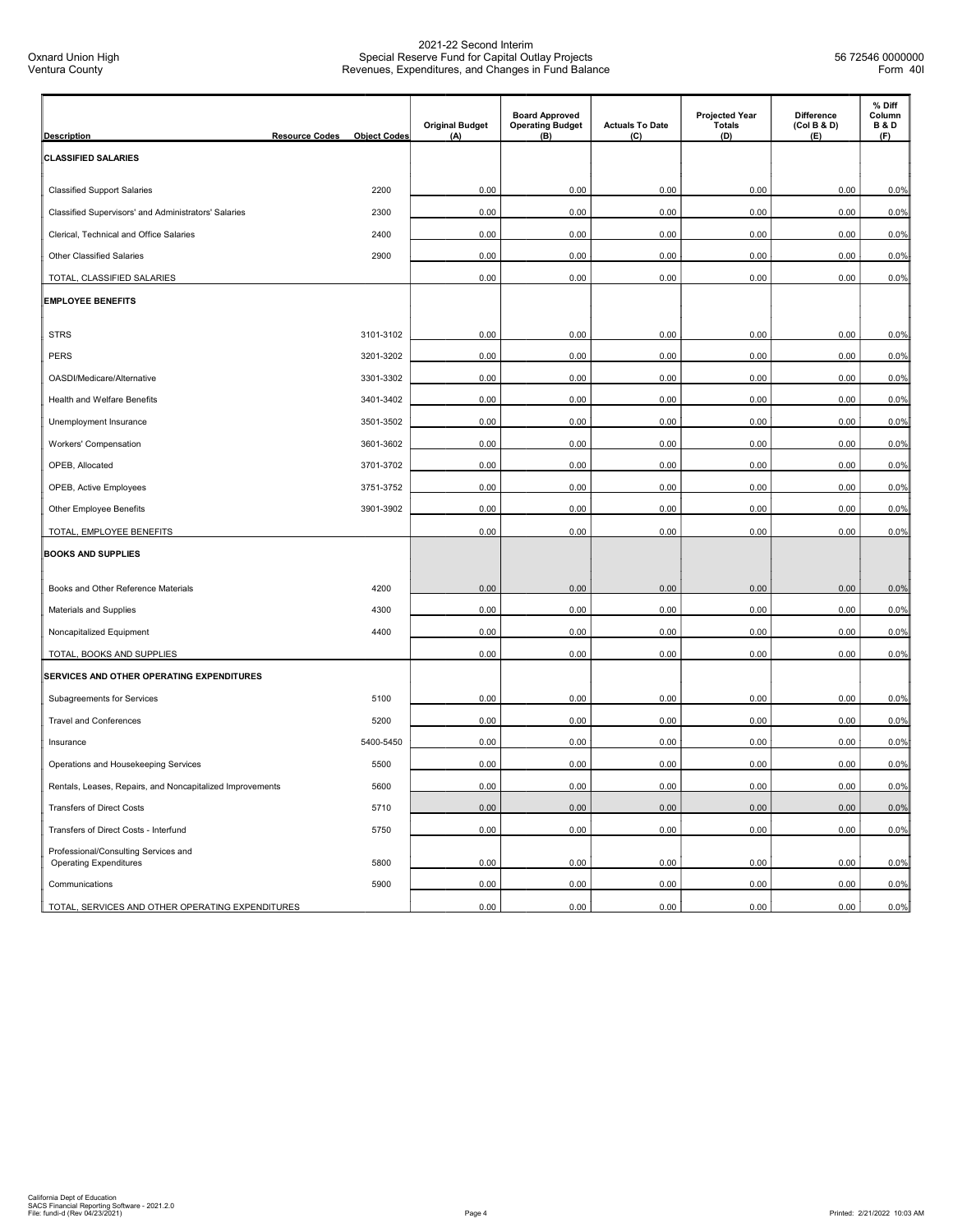2021-22 Second Interim
Special Reserve Fund for Capital Outlay Projects
Revenues, Expenditures, and Changes in Fund Balance

Oxnard Union High
Ventura County

56 72546 0000000
Form 40I

| Description | Resource Codes | Object Codes | Original Budget (A) | Board Approved Operating Budget (B) | Actuals To Date (C) | Projected Year Totals (D) | Difference (Col B & D) (E) | % Diff Column B & D (F) |
|---|---|---|---|---|---|---|---|---|
| **CLASSIFIED SALARIES** | | | | | | | | |
| Classified Support Salaries | | 2200 | 0.00 | 0.00 | 0.00 | 0.00 | 0.00 | 0.0% |
| Classified Supervisors' and Administrators' Salaries | | 2300 | 0.00 | 0.00 | 0.00 | 0.00 | 0.00 | 0.0% |
| Clerical, Technical and Office Salaries | | 2400 | 0.00 | 0.00 | 0.00 | 0.00 | 0.00 | 0.0% |
| Other Classified Salaries | | 2900 | 0.00 | 0.00 | 0.00 | 0.00 | 0.00 | 0.0% |
| TOTAL, CLASSIFIED SALARIES | | | 0.00 | 0.00 | 0.00 | 0.00 | 0.00 | 0.0% |
| **EMPLOYEE BENEFITS** | | | | | | | | |
| STRS | | 3101-3102 | 0.00 | 0.00 | 0.00 | 0.00 | 0.00 | 0.0% |
| PERS | | 3201-3202 | 0.00 | 0.00 | 0.00 | 0.00 | 0.00 | 0.0% |
| OASDI/Medicare/Alternative | | 3301-3302 | 0.00 | 0.00 | 0.00 | 0.00 | 0.00 | 0.0% |
| Health and Welfare Benefits | | 3401-3402 | 0.00 | 0.00 | 0.00 | 0.00 | 0.00 | 0.0% |
| Unemployment Insurance | | 3501-3502 | 0.00 | 0.00 | 0.00 | 0.00 | 0.00 | 0.0% |
| Workers' Compensation | | 3601-3602 | 0.00 | 0.00 | 0.00 | 0.00 | 0.00 | 0.0% |
| OPEB, Allocated | | 3701-3702 | 0.00 | 0.00 | 0.00 | 0.00 | 0.00 | 0.0% |
| OPEB, Active Employees | | 3751-3752 | 0.00 | 0.00 | 0.00 | 0.00 | 0.00 | 0.0% |
| Other Employee Benefits | | 3901-3902 | 0.00 | 0.00 | 0.00 | 0.00 | 0.00 | 0.0% |
| TOTAL, EMPLOYEE BENEFITS | | | 0.00 | 0.00 | 0.00 | 0.00 | 0.00 | 0.0% |
| **BOOKS AND SUPPLIES** | | | | | | | | |
| Books and Other Reference Materials | | 4200 | 0.00 | 0.00 | 0.00 | 0.00 | 0.00 | 0.0% |
| Materials and Supplies | | 4300 | 0.00 | 0.00 | 0.00 | 0.00 | 0.00 | 0.0% |
| Noncapitalized Equipment | | 4400 | 0.00 | 0.00 | 0.00 | 0.00 | 0.00 | 0.0% |
| TOTAL, BOOKS AND SUPPLIES | | | 0.00 | 0.00 | 0.00 | 0.00 | 0.00 | 0.0% |
| **SERVICES AND OTHER OPERATING EXPENDITURES** | | | | | | | | |
| Subagreements for Services | | 5100 | 0.00 | 0.00 | 0.00 | 0.00 | 0.00 | 0.0% |
| Travel and Conferences | | 5200 | 0.00 | 0.00 | 0.00 | 0.00 | 0.00 | 0.0% |
| Insurance | | 5400-5450 | 0.00 | 0.00 | 0.00 | 0.00 | 0.00 | 0.0% |
| Operations and Housekeeping Services | | 5500 | 0.00 | 0.00 | 0.00 | 0.00 | 0.00 | 0.0% |
| Rentals, Leases, Repairs, and Noncapitalized Improvements | | 5600 | 0.00 | 0.00 | 0.00 | 0.00 | 0.00 | 0.0% |
| Transfers of Direct Costs | | 5710 | 0.00 | 0.00 | 0.00 | 0.00 | 0.00 | 0.0% |
| Transfers of Direct Costs - Interfund | | 5750 | 0.00 | 0.00 | 0.00 | 0.00 | 0.00 | 0.0% |
| Professional/Consulting Services and Operating Expenditures | | 5800 | 0.00 | 0.00 | 0.00 | 0.00 | 0.00 | 0.0% |
| Communications | | 5900 | 0.00 | 0.00 | 0.00 | 0.00 | 0.00 | 0.0% |
| TOTAL, SERVICES AND OTHER OPERATING EXPENDITURES | | | 0.00 | 0.00 | 0.00 | 0.00 | 0.00 | 0.0% |

California Dept of Education
SACS Financial Reporting Software - 2021.2.0
File: fundi-d (Rev 04/23/2021)

Printed: 2/21/2022 10:03 AM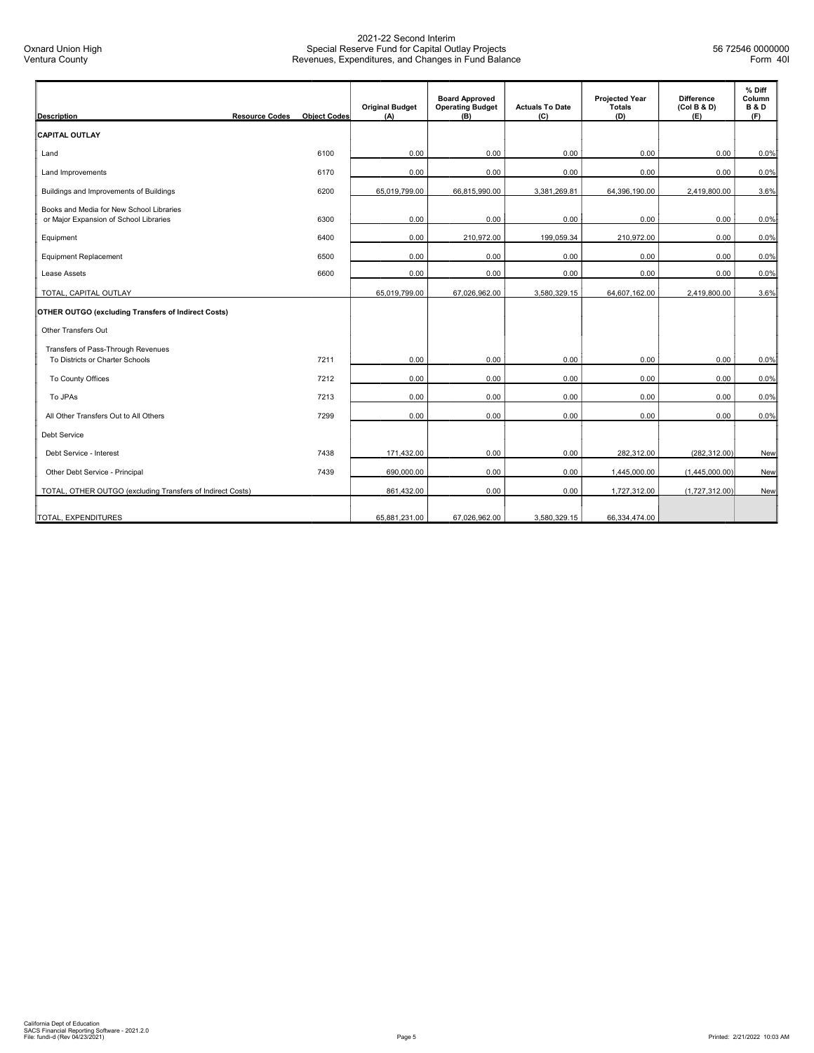Oxnard Union High
Ventura County

# 2021-22 Second Interim
## Special Reserve Fund for Capital Outlay Projects
## Revenues, Expenditures, and Changes in Fund Balance

56 72546 0000000
Form 40I

| Description | Resource Codes | Object Codes | Original Budget (A) | Board Approved Operating Budget (B) | Actuals To Date (C) | Projected Year Totals (D) | Difference (Col B & D) (E) | % Diff Column B & D (F) |
|---|---|---|---|---|---|---|---|---|
| **CAPITAL OUTLAY** | | | | | | | | |
| Land | | 6100 | 0.00 | 0.00 | 0.00 | 0.00 | 0.00 | 0.0% |
| Land Improvements | | 6170 | 0.00 | 0.00 | 0.00 | 0.00 | 0.00 | 0.0% |
| Buildings and Improvements of Buildings | | 6200 | 65,019,799.00 | 66,815,990.00 | 3,381,269.81 | 64,396,190.00 | 2,419,800.00 | 3.6% |
| Books and Media for New School Libraries or Major Expansion of School Libraries | | 6300 | 0.00 | 0.00 | 0.00 | 0.00 | 0.00 | 0.0% |
| Equipment | | 6400 | 0.00 | 210,972.00 | 199,059.34 | 210,972.00 | 0.00 | 0.0% |
| Equipment Replacement | | 6500 | 0.00 | 0.00 | 0.00 | 0.00 | 0.00 | 0.0% |
| Lease Assets | | 6600 | 0.00 | 0.00 | 0.00 | 0.00 | 0.00 | 0.0% |
| TOTAL, CAPITAL OUTLAY | | | 65,019,799.00 | 67,026,962.00 | 3,580,329.15 | 64,607,162.00 | 2,419,800.00 | 3.6% |
| **OTHER OUTGO (excluding Transfers of Indirect Costs)** | | | | | | | | |
| Other Transfers Out | | | | | | | | |
| Transfers of Pass-Through Revenues To Districts or Charter Schools | | 7211 | 0.00 | 0.00 | 0.00 | 0.00 | 0.00 | 0.0% |
| To County Offices | | 7212 | 0.00 | 0.00 | 0.00 | 0.00 | 0.00 | 0.0% |
| To JPAs | | 7213 | 0.00 | 0.00 | 0.00 | 0.00 | 0.00 | 0.0% |
| All Other Transfers Out to All Others | | 7299 | 0.00 | 0.00 | 0.00 | 0.00 | 0.00 | 0.0% |
| Debt Service | | | | | | | | |
| Debt Service - Interest | | 7438 | 171,432.00 | 0.00 | 0.00 | 282,312.00 | (282,312.00) | New |
| Other Debt Service - Principal | | 7439 | 690,000.00 | 0.00 | 0.00 | 1,445,000.00 | (1,445,000.00) | New |
| TOTAL, OTHER OUTGO (excluding Transfers of Indirect Costs) | | | 861,432.00 | 0.00 | 0.00 | 1,727,312.00 | (1,727,312.00) | New |
| TOTAL, EXPENDITURES | | | 65,881,231.00 | 67,026,962.00 | 3,580,329.15 | 66,334,474.00 | | |

California Dept of Education
SACS Financial Reporting Software - 2021.2.0
File: fundi-d (Rev 04/23/2021)

Printed: 2/21/2022 10:03 AM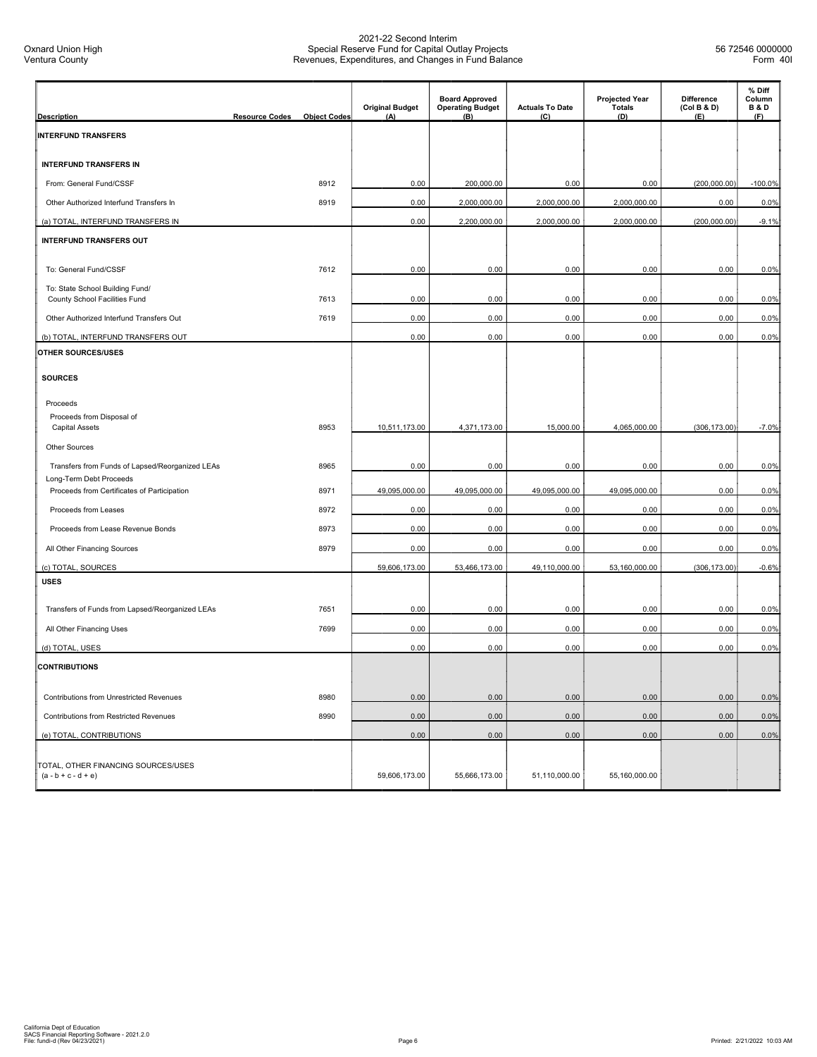2021-22 Second Interim
Special Reserve Fund for Capital Outlay Projects
Revenues, Expenditures, and Changes in Fund Balance

Oxnard Union High
Ventura County

56 72546 0000000
Form 40I

| Description | Resource Codes | Object Codes | Original Budget (A) | Board Approved Operating Budget (B) | Actuals To Date (C) | Projected Year Totals (D) | Difference (Col B & D) (E) | % Diff Column B & D (F) |
|---|---|---|---|---|---|---|---|---|
| **INTERFUND TRANSFERS** | | | | | | | | |
| **INTERFUND TRANSFERS IN** | | | | | | | | |
| From: General Fund/CSSF | | 8912 | 0.00 | 200,000.00 | 0.00 | 0.00 | (200,000.00) | -100.0% |
| Other Authorized Interfund Transfers In | | 8919 | 0.00 | 2,000,000.00 | 2,000,000.00 | 2,000,000.00 | 0.00 | 0.0% |
| (a) TOTAL, INTERFUND TRANSFERS IN | | | 0.00 | 2,200,000.00 | 2,000,000.00 | 2,000,000.00 | (200,000.00) | -9.1% |
| **INTERFUND TRANSFERS OUT** | | | | | | | | |
| To: General Fund/CSSF | | 7612 | 0.00 | 0.00 | 0.00 | 0.00 | 0.00 | 0.0% |
| To: State School Building Fund/ County School Facilities Fund | | 7613 | 0.00 | 0.00 | 0.00 | 0.00 | 0.00 | 0.0% |
| Other Authorized Interfund Transfers Out | | 7619 | 0.00 | 0.00 | 0.00 | 0.00 | 0.00 | 0.0% |
| (b) TOTAL, INTERFUND TRANSFERS OUT | | | 0.00 | 0.00 | 0.00 | 0.00 | 0.00 | 0.0% |
| **OTHER SOURCES/USES** | | | | | | | | |
| **SOURCES** | | | | | | | | |
| Proceeds | | | | | | | | |
| Proceeds from Disposal of Capital Assets | | 8953 | 10,511,173.00 | 4,371,173.00 | 15,000.00 | 4,065,000.00 | (306,173.00) | -7.0% |
| Other Sources | | | | | | | | |
| Transfers from Funds of Lapsed/Reorganized LEAs | | 8965 | 0.00 | 0.00 | 0.00 | 0.00 | 0.00 | 0.0% |
| Long-Term Debt Proceeds | | | | | | | | |
| Proceeds from Certificates of Participation | | 8971 | 49,095,000.00 | 49,095,000.00 | 49,095,000.00 | 49,095,000.00 | 0.00 | 0.0% |
| Proceeds from Leases | | 8972 | 0.00 | 0.00 | 0.00 | 0.00 | 0.00 | 0.0% |
| Proceeds from Lease Revenue Bonds | | 8973 | 0.00 | 0.00 | 0.00 | 0.00 | 0.00 | 0.0% |
| All Other Financing Sources | | 8979 | 0.00 | 0.00 | 0.00 | 0.00 | 0.00 | 0.0% |
| (c) TOTAL, SOURCES | | | 59,606,173.00 | 53,466,173.00 | 49,110,000.00 | 53,160,000.00 | (306,173.00) | -0.6% |
| **USES** | | | | | | | | |
| Transfers of Funds from Lapsed/Reorganized LEAs | | 7651 | 0.00 | 0.00 | 0.00 | 0.00 | 0.00 | 0.0% |
| All Other Financing Uses | | 7699 | 0.00 | 0.00 | 0.00 | 0.00 | 0.00 | 0.0% |
| (d) TOTAL, USES | | | 0.00 | 0.00 | 0.00 | 0.00 | 0.00 | 0.0% |
| **CONTRIBUTIONS** | | | | | | | | |
| Contributions from Unrestricted Revenues | | 8980 | 0.00 | 0.00 | 0.00 | 0.00 | 0.00 | 0.0% |
| Contributions from Restricted Revenues | | 8990 | 0.00 | 0.00 | 0.00 | 0.00 | 0.00 | 0.0% |
| (e) TOTAL, CONTRIBUTIONS | | | 0.00 | 0.00 | 0.00 | 0.00 | 0.00 | 0.0% |
| TOTAL, OTHER FINANCING SOURCES/USES (a - b + c - d + e) | | | 59,606,173.00 | 55,666,173.00 | 51,110,000.00 | 55,160,000.00 | | |

California Dept of Education
SACS Financial Reporting Software - 2021.2.0
File: fundi-d (Rev 04/23/2021)

Printed: 2/21/2022 10:03 AM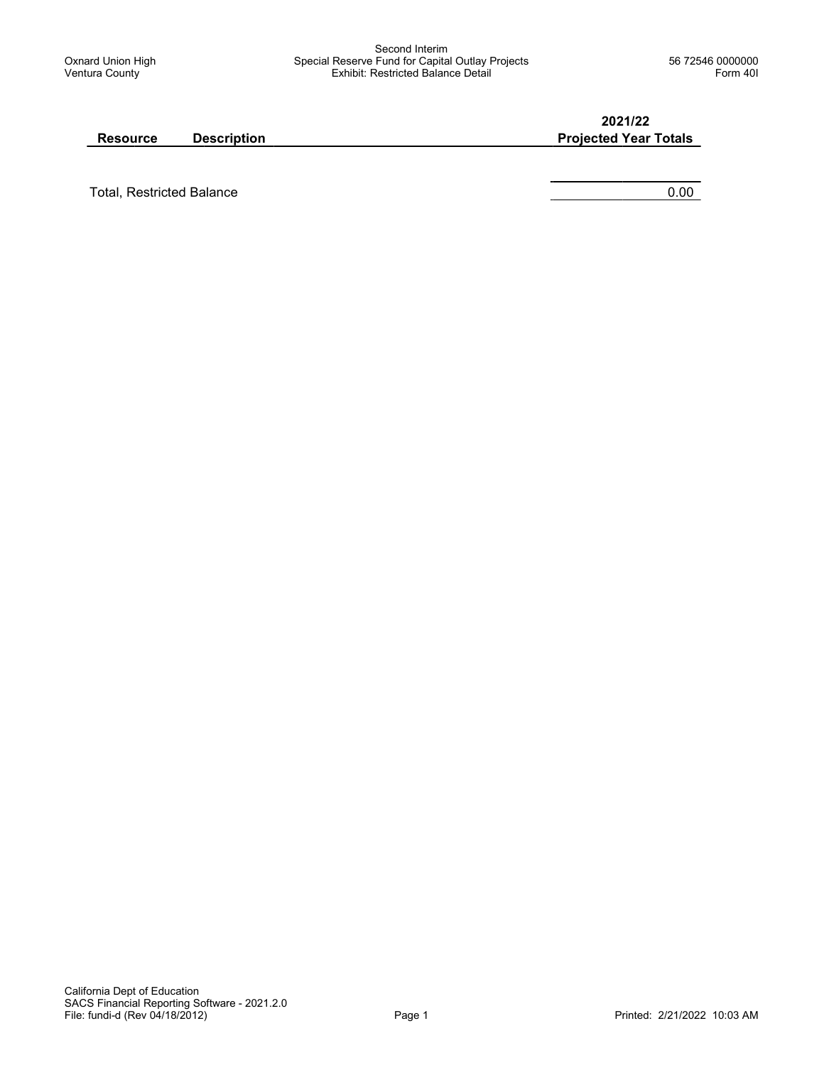Oxnard Union High
Ventura County

Second Interim
Special Reserve Fund for Capital Outlay Projects
Exhibit: Restricted Balance Detail

56 72546 0000000
Form 40I

| Resource | Description | 2021/22 Projected Year Totals |
|---|---|---|
| Total, Restricted Balance | | 0.00 |

California Dept of Education
SACS Financial Reporting Software - 2021.2.0
File: fundi-d (Rev 04/18/2012)

Printed: 2/21/2022 10:03 AM